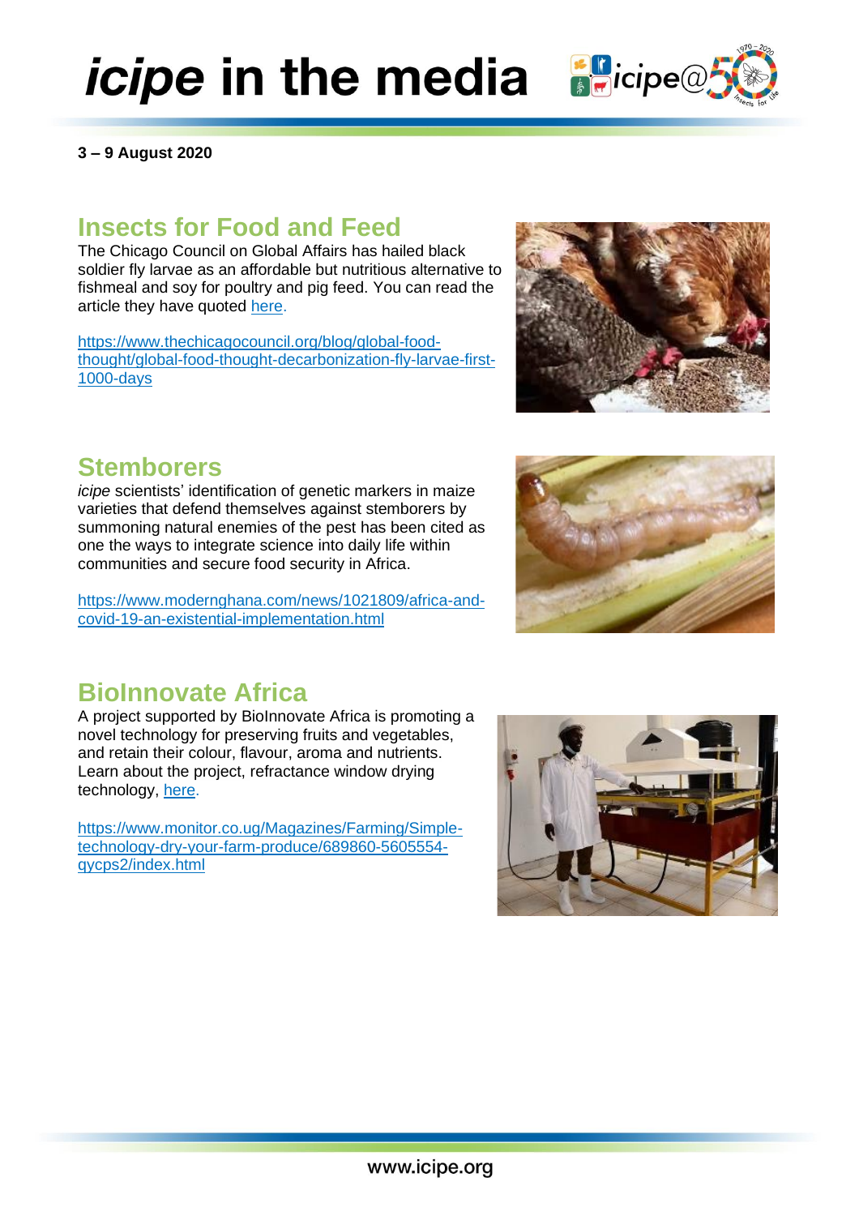# *icipe* in the media

**3 – 9 August 2020**

## Insects for Food and Feed

The Chicago Council on Global Affairs has hailed black soldier fly larvae as an affordable but nutritious alternative to fishmeal and soy for poultry and pig feed. You can read the article they have quoted here.

https://www.thechicagocouncil.org/blog/global-food-thought/global-food-thought-decarbonization-fly-larvae-first-1000-days

## Stemborers

*icipe* scientists' identification of genetic markers in maize varieties that defend themselves against stemborers by summoning natural enemies of the pest has been cited as one the ways to integrate science into daily life within communities and secure food security in Africa.

https://www.modernghana.com/news/1021809/africa-and-covid-19-an-existential-implementation.html

## BioInnovate Africa

A project supported by BioInnovate Africa is promoting a novel technology for preserving fruits and vegetables, and retain their colour, flavour, aroma and nutrients. Learn about the project, refractance window drying technology, here.

https://www.monitor.co.ug/Magazines/Farming/Simple-technology-dry-your-farm-produce/689860-5605554-qycps2/index.html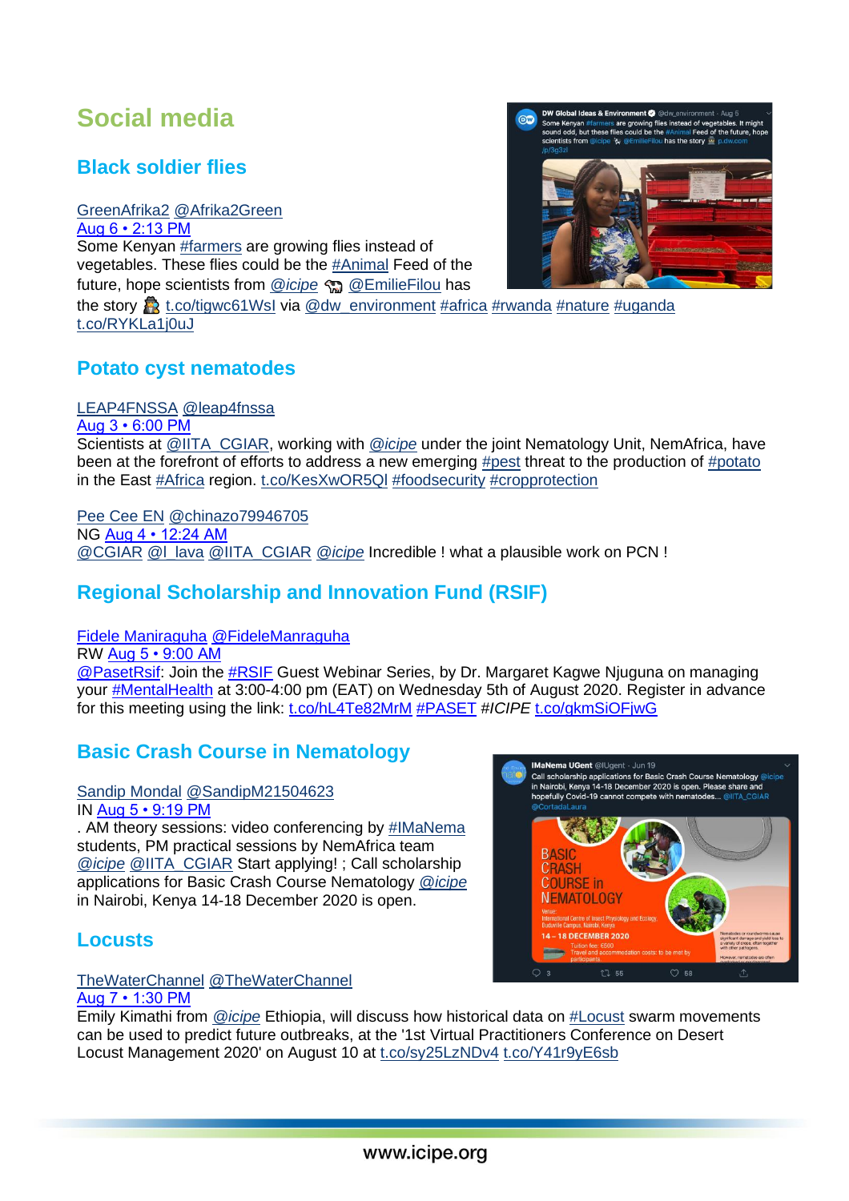# Social media

## Black soldier flies

GreenAfrika2 @Afrika2Green
Aug 6 • 2:13 PM
Some Kenyan #farmers are growing flies instead of vegetables. These flies could be the #Animal Feed of the future, hope scientists from *@icipe* 🐄 @EmilieFilou has the story 👩‍🌾 t.co/tigwc61WsI via @dw_environment #africa #rwanda #nature #uganda t.co/RYKLa1j0uJ

## Potato cyst nematodes

LEAP4FNSSA @leap4fnssa
Aug 3 • 6:00 PM
Scientists at @IITA_CGIAR, working with *@icipe* under the joint Nematology Unit, NemAfrica, have been at the forefront of efforts to address a new emerging #pest threat to the production of #potato in the East #Africa region. t.co/KesXwOR5QI #foodsecurity #cropprotection

Pee Cee EN @chinazo79946705
NG Aug 4 • 12:24 AM
@CGIAR @I_lava @IITA_CGIAR *@icipe* Incredible ! what a plausible work on PCN !

## Regional Scholarship and Innovation Fund (RSIF)

Fidele Maniraguha @FideleManraguha
RW Aug 5 • 9:00 AM
@PasetRsif: Join the #RSIF Guest Webinar Series, by Dr. Margaret Kagwe Njuguna on managing your #MentalHealth at 3:00-4:00 pm (EAT) on Wednesday 5th of August 2020. Register in advance for this meeting using the link: t.co/hL4Te82MrM #PASET #*ICIPE* t.co/gkmSiOFjwG

## Basic Crash Course in Nematology

Sandip Mondal @SandipM21504623
IN Aug 5 • 9:19 PM
. AM theory sessions: video conferencing by #IMaNema students, PM practical sessions by NemAfrica team *@icipe* @IITA_CGIAR Start applying! ; Call scholarship applications for Basic Crash Course Nematology *@icipe* in Nairobi, Kenya 14-18 December 2020 is open.

## Locusts

TheWaterChannel @TheWaterChannel
Aug 7 • 1:30 PM
Emily Kimathi from *@icipe* Ethiopia, will discuss how historical data on #Locust swarm movements can be used to predict future outbreaks, at the '1st Virtual Practitioners Conference on Desert Locust Management 2020' on August 10 at t.co/sy25LzNDv4 t.co/Y41r9yE6sb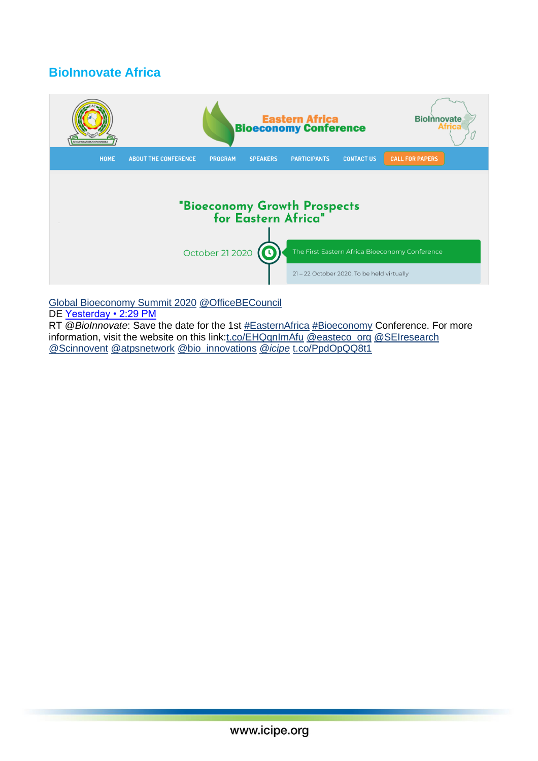## BioInnovate Africa

Global Bioeconomy Summit 2020 @OfficeBECouncil
DE Yesterday • 2:29 PM
RT *@BioInnovate*: Save the date for the 1st #EasternAfrica #Bioeconomy Conference. For more information, visit the website on this link:t.co/EHQqnImAfu @easteco_org @SEIresearch @Scinnovent @atpsnetwork @bio_innovations *@icipe* t.co/PpdOpQQ8t1